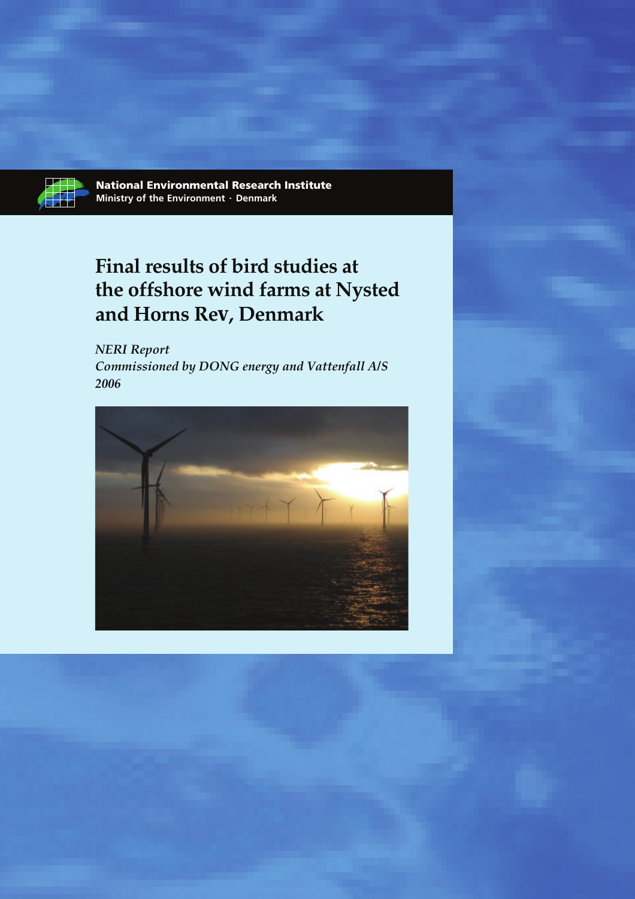National Environmental Research Institute
Ministry of the Environment · Denmark

# Final results of bird studies at the offshore wind farms at Nysted and Horns Rev, Denmark

*NERI Report*
*Commissioned by DONG energy and Vattenfall A/S*
*2006*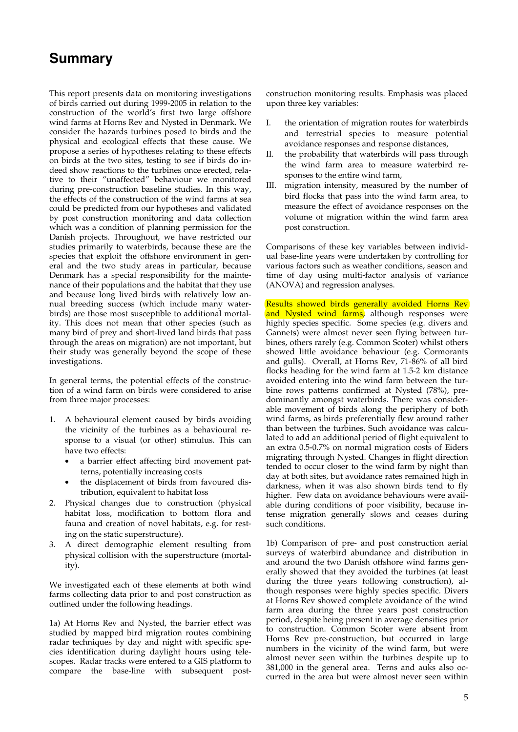# Summary

This report presents data on monitoring investigations of birds carried out during 1999-2005 in relation to the construction of the world's first two large offshore wind farms at Horns Rev and Nysted in Denmark. We consider the hazards turbines posed to birds and the physical and ecological effects that these cause. We propose a series of hypotheses relating to these effects on birds at the two sites, testing to see if birds do indeed show reactions to the turbines once erected, relative to their "unaffected" behaviour we monitored during pre-construction baseline studies. In this way, the effects of the construction of the wind farms at sea could be predicted from our hypotheses and validated by post construction monitoring and data collection which was a condition of planning permission for the Danish projects. Throughout, we have restricted our studies primarily to waterbirds, because these are the species that exploit the offshore environment in general and the two study areas in particular, because Denmark has a special responsibility for the maintenance of their populations and the habitat that they use and because long lived birds with relatively low annual breeding success (which include many waterbirds) are those most susceptible to additional mortality. This does not mean that other species (such as many bird of prey and short-lived land birds that pass through the areas on migration) are not important, but their study was generally beyond the scope of these investigations.

In general terms, the potential effects of the construction of a wind farm on birds were considered to arise from three major processes:

1. A behavioural element caused by birds avoiding the vicinity of the turbines as a behavioural response to a visual (or other) stimulus. This can have two effects:
   - a barrier effect affecting bird movement patterns, potentially increasing costs
   - the displacement of birds from favoured distribution, equivalent to habitat loss
2. Physical changes due to construction (physical habitat loss, modification to bottom flora and fauna and creation of novel habitats, e.g. for resting on the static superstructure).
3. A direct demographic element resulting from physical collision with the superstructure (mortality).

We investigated each of these elements at both wind farms collecting data prior to and post construction as outlined under the following headings.

1a) At Horns Rev and Nysted, the barrier effect was studied by mapped bird migration routes combining radar techniques by day and night with specific species identification during daylight hours using telescopes. Radar tracks were entered to a GIS platform to compare the base-line with subsequent post-construction monitoring results. Emphasis was placed upon three key variables:

I. the orientation of migration routes for waterbirds and terrestrial species to measure potential avoidance responses and response distances,
II. the probability that waterbirds will pass through the wind farm area to measure waterbird responses to the entire wind farm,
III. migration intensity, measured by the number of bird flocks that pass into the wind farm area, to measure the effect of avoidance responses on the volume of migration within the wind farm area post construction.

Comparisons of these key variables between individual base-line years were undertaken by controlling for various factors such as weather conditions, season and time of day using multi-factor analysis of variance (ANOVA) and regression analyses.

Results showed birds generally avoided Horns Rev and Nysted wind farms, although responses were highly species specific. Some species (e.g. divers and Gannets) were almost never seen flying between turbines, others rarely (e.g. Common Scoter) whilst others showed little avoidance behaviour (e.g. Cormorants and gulls). Overall, at Horns Rev, 71-86% of all bird flocks heading for the wind farm at 1.5-2 km distance avoided entering into the wind farm between the turbine rows patterns confirmed at Nysted (78%), predominantly amongst waterbirds. There was considerable movement of birds along the periphery of both wind farms, as birds preferentially flew around rather than between the turbines. Such avoidance was calculated to add an additional period of flight equivalent to an extra 0.5-0.7% on normal migration costs of Eiders migrating through Nysted. Changes in flight direction tended to occur closer to the wind farm by night than day at both sites, but avoidance rates remained high in darkness, when it was also shown birds tend to fly higher. Few data on avoidance behaviours were available during conditions of poor visibility, because intense migration generally slows and ceases during such conditions.

1b) Comparison of pre- and post construction aerial surveys of waterbird abundance and distribution in and around the two Danish offshore wind farms generally showed that they avoided the turbines (at least during the three years following construction), although responses were highly species specific. Divers at Horns Rev showed complete avoidance of the wind farm area during the three years post construction period, despite being present in average densities prior to construction. Common Scoter were absent from Horns Rev pre-construction, but occurred in large numbers in the vicinity of the wind farm, but were almost never seen within the turbines despite up to 381,000 in the general area. Terns and auks also occurred in the area but were almost never seen within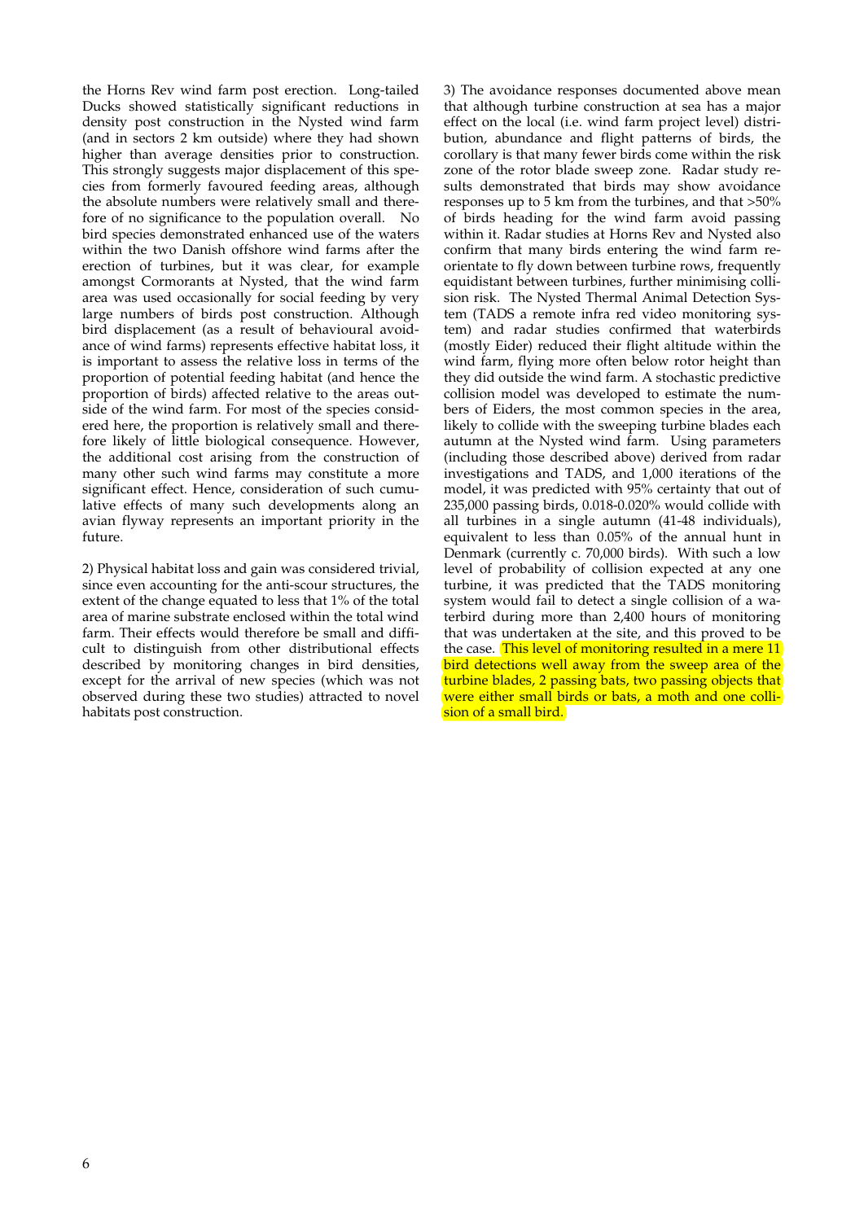the Horns Rev wind farm post erection. Long-tailed Ducks showed statistically significant reductions in density post construction in the Nysted wind farm (and in sectors 2 km outside) where they had shown higher than average densities prior to construction. This strongly suggests major displacement of this species from formerly favoured feeding areas, although the absolute numbers were relatively small and therefore of no significance to the population overall. No bird species demonstrated enhanced use of the waters within the two Danish offshore wind farms after the erection of turbines, but it was clear, for example amongst Cormorants at Nysted, that the wind farm area was used occasionally for social feeding by very large numbers of birds post construction. Although bird displacement (as a result of behavioural avoidance of wind farms) represents effective habitat loss, it is important to assess the relative loss in terms of the proportion of potential feeding habitat (and hence the proportion of birds) affected relative to the areas outside of the wind farm. For most of the species considered here, the proportion is relatively small and therefore likely of little biological consequence. However, the additional cost arising from the construction of many other such wind farms may constitute a more significant effect. Hence, consideration of such cumulative effects of many such developments along an avian flyway represents an important priority in the future.

2) Physical habitat loss and gain was considered trivial, since even accounting for the anti-scour structures, the extent of the change equated to less that 1% of the total area of marine substrate enclosed within the total wind farm. Their effects would therefore be small and difficult to distinguish from other distributional effects described by monitoring changes in bird densities, except for the arrival of new species (which was not observed during these two studies) attracted to novel habitats post construction.

3) The avoidance responses documented above mean that although turbine construction at sea has a major effect on the local (i.e. wind farm project level) distribution, abundance and flight patterns of birds, the corollary is that many fewer birds come within the risk zone of the rotor blade sweep zone. Radar study results demonstrated that birds may show avoidance responses up to 5 km from the turbines, and that >50% of birds heading for the wind farm avoid passing within it. Radar studies at Horns Rev and Nysted also confirm that many birds entering the wind farm reorientate to fly down between turbine rows, frequently equidistant between turbines, further minimising collision risk. The Nysted Thermal Animal Detection System (TADS a remote infra red video monitoring system) and radar studies confirmed that waterbirds (mostly Eider) reduced their flight altitude within the wind farm, flying more often below rotor height than they did outside the wind farm. A stochastic predictive collision model was developed to estimate the numbers of Eiders, the most common species in the area, likely to collide with the sweeping turbine blades each autumn at the Nysted wind farm. Using parameters (including those described above) derived from radar investigations and TADS, and 1,000 iterations of the model, it was predicted with 95% certainty that out of 235,000 passing birds, 0.018-0.020% would collide with all turbines in a single autumn (41-48 individuals), equivalent to less than 0.05% of the annual hunt in Denmark (currently c. 70,000 birds). With such a low level of probability of collision expected at any one turbine, it was predicted that the TADS monitoring system would fail to detect a single collision of a waterbird during more than 2,400 hours of monitoring that was undertaken at the site, and this proved to be the case. This level of monitoring resulted in a mere 11 bird detections well away from the sweep area of the turbine blades, 2 passing bats, two passing objects that were either small birds or bats, a moth and one collision of a small bird.